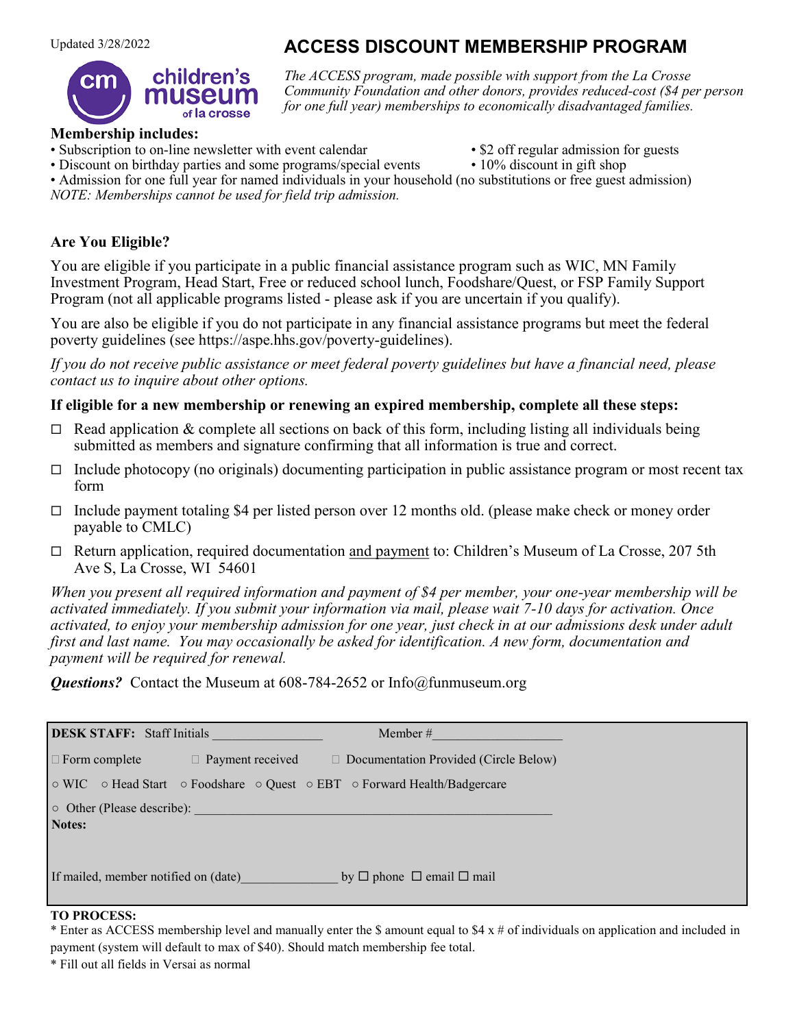Updated 3/28/2022

# ACCESS DISCOUNT MEMBERSHIP PROGRAM

children's museum of la crosse

*The ACCESS program, made possible with support from the La Crosse Community Foundation and other donors, provides reduced-cost ($4 per person for one full year) memberships to economically disadvantaged families.*

**Membership includes:**

- Subscription to on-line newsletter with event calendar
- $2 off regular admission for guests
- Discount on birthday parties and some programs/special events
- 10% discount in gift shop
- Admission for one full year for named individuals in your household (no substitutions or free guest admission)

*NOTE: Memberships cannot be used for field trip admission.*

**Are You Eligible?**

You are eligible if you participate in a public financial assistance program such as WIC, MN Family Investment Program, Head Start, Free or reduced school lunch, Foodshare/Quest, or FSP Family Support Program (not all applicable programs listed - please ask if you are uncertain if you qualify).

You are also be eligible if you do not participate in any financial assistance programs but meet the federal poverty guidelines (see https://aspe.hhs.gov/poverty-guidelines).

*If you do not receive public assistance or meet federal poverty guidelines but have a financial need, please contact us to inquire about other options.*

**If eligible for a new membership or renewing an expired membership, complete all these steps:**

- ☐ Read application & complete all sections on back of this form, including listing all individuals being submitted as members and signature confirming that all information is true and correct.
- ☐ Include photocopy (no originals) documenting participation in public assistance program or most recent tax form
- ☐ Include payment totaling $4 per listed person over 12 months old. (please make check or money order payable to CMLC)
- ☐ Return application, required documentation and payment to: Children's Museum of La Crosse, 207 5th Ave S, La Crosse, WI 54601

*When you present all required information and payment of $4 per member, your one-year membership will be activated immediately. If you submit your information via mail, please wait 7-10 days for activation. Once activated, to enjoy your membership admission for one year, just check in at our admissions desk under adult first and last name. You may occasionally be asked for identification. A new form, documentation and payment will be required for renewal.*

***Questions?*** Contact the Museum at 608-784-2652 or Info@funmuseum.org

**DESK STAFF:** Staff Initials ________________ Member #___________________

☐ Form complete ☐ Payment received ☐ Documentation Provided (Circle Below)

○ WIC ○ Head Start ○ Foodshare ○ Quest ○ EBT ○ Forward Health/Badgercare

○ Other (Please describe): ______________________________________________

**Notes:**

If mailed, member notified on (date)______________ by ☐ phone ☐ email ☐ mail

**TO PROCESS:**

\* Enter as ACCESS membership level and manually enter the $ amount equal to $4 x # of individuals on application and included in payment (system will default to max of $40). Should match membership fee total.

\* Fill out all fields in Versai as normal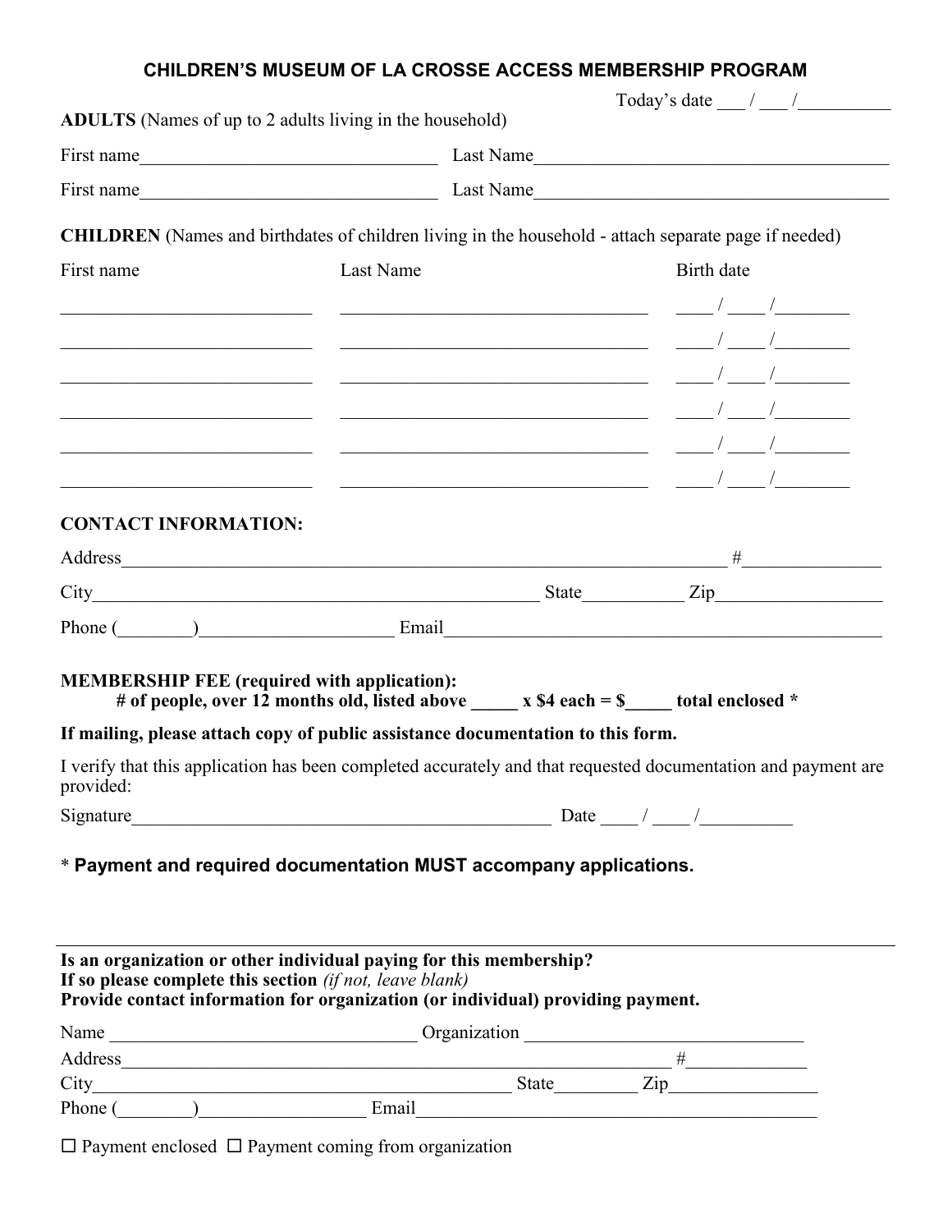# CHILDREN'S MUSEUM OF LA CROSSE ACCESS MEMBERSHIP PROGRAM

Today's date ___ / ___ /__________

**ADULTS** (Names of up to 2 adults living in the household)

First name________________________________ Last Name______________________________________

First name________________________________ Last Name______________________________________

**CHILDREN** (Names and birthdates of children living in the household - attach separate page if needed)

| First name | Last Name | Birth date |
|---|---|---|
| ___________________________ | __________________________________ | ____ / ____ /________ |
| ___________________________ | __________________________________ | ____ / ____ /________ |
| ___________________________ | __________________________________ | ____ / ____ /________ |
| ___________________________ | __________________________________ | ____ / ____ /________ |
| ___________________________ | __________________________________ | ____ / ____ /________ |
| ___________________________ | __________________________________ | ____ / ____ /________ |

**CONTACT INFORMATION:**

Address_________________________________________________________________ #_______________

City________________________________________________ State___________ Zip__________________

Phone (________)_____________________ Email________________________________________________

**MEMBERSHIP FEE (required with application):**
**# of people, over 12 months old, listed above _____ x $4 each = $_____ total enclosed ***

**If mailing, please attach copy of public assistance documentation to this form.**

I verify that this application has been completed accurately and that requested documentation and payment are provided:

Signature______________________________________________ Date ____ / ____ /__________

\* **Payment and required documentation MUST accompany applications.**

---

**Is an organization or other individual paying for this membership?**
**If so please complete this section** *(if not, leave blank)*
**Provide contact information for organization (or individual) providing payment.**

Name _________________________________ Organization ______________________________

Address_____________________________________________________________ #_____________

City_____________________________________________ State_________ Zip________________

Phone (________)__________________ Email____________________________________________

☐ Payment enclosed ☐ Payment coming from organization